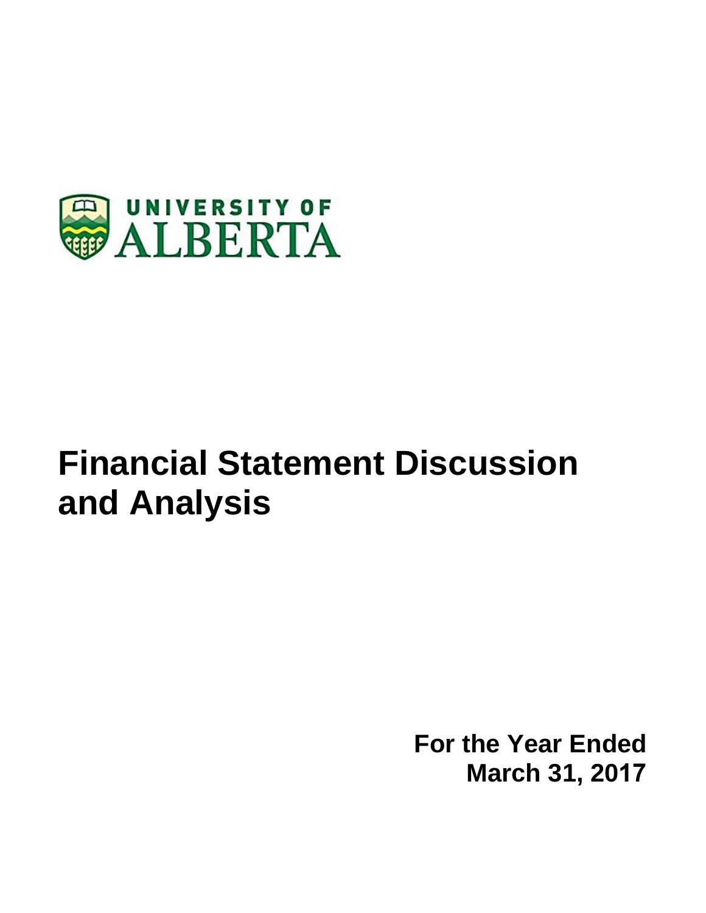UNIVERSITY OF
ALBERTA

# Financial Statement Discussion and Analysis

**For the Year Ended**
**March 31, 2017**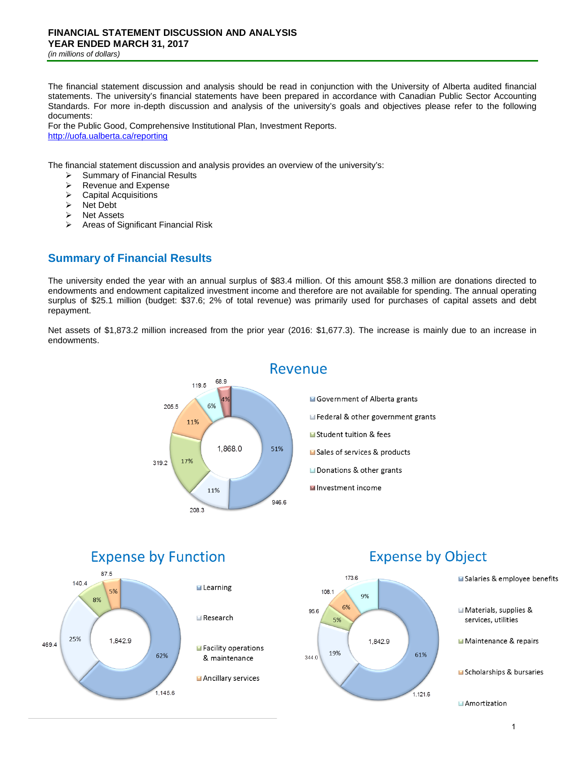# FINANCIAL STATEMENT DISCUSSION AND ANALYSIS
## YEAR ENDED MARCH 31, 2017
*(in millions of dollars)*

The financial statement discussion and analysis should be read in conjunction with the University of Alberta audited financial statements. The university's financial statements have been prepared in accordance with Canadian Public Sector Accounting Standards. For more in-depth discussion and analysis of the university's goals and objectives please refer to the following documents:
For the Public Good, Comprehensive Institutional Plan, Investment Reports.
http://uofa.ualberta.ca/reporting

The financial statement discussion and analysis provides an overview of the university's:

- Summary of Financial Results
- Revenue and Expense
- Capital Acquisitions
- Net Debt
- Net Assets
- Areas of Significant Financial Risk

## Summary of Financial Results

The university ended the year with an annual surplus of $83.4 million. Of this amount $58.3 million are donations directed to endowments and endowment capitalized investment income and therefore are not available for spending. The annual operating surplus of $25.1 million (budget: $37.6; 2% of total revenue) was primarily used for purchases of capital assets and debt repayment.

Net assets of $1,873.2 million increased from the prior year (2016: $1,677.3). The increase is mainly due to an increase in endowments.

### Revenue

Total: 1,868.0

| Category | Amount | % |
|---|---|---|
| Government of Alberta grants | 946.6 | 51% |
| Federal & other government grants | 208.3 | 11% |
| Student tuition & fees | 319.2 | 17% |
| Sales of services & products | 205.5 | 11% |
| Donations & other grants | 119.5 | 6% |
| Investment income | 68.9 | 4% |

### Expense by Function

Total: 1,842.9

| Category | Amount | % |
|---|---|---|
| Learning | 1,145.6 | 62% |
| Research | 469.4 | 25% |
| Facility operations & maintenance | 140.4 | 8% |
| Ancillary services | 87.5 | 5% |

### Expense by Object

Total: 1,842.9

| Category | Amount | % |
|---|---|---|
| Salaries & employee benefits | 1,121.6 | 61% |
| Materials, supplies & services, utilities | 344.0 | 19% |
| Maintenance & repairs | 95.6 | 5% |
| Scholarships & bursaries | 108.1 | 6% |
| Amortization | 173.6 | 9% |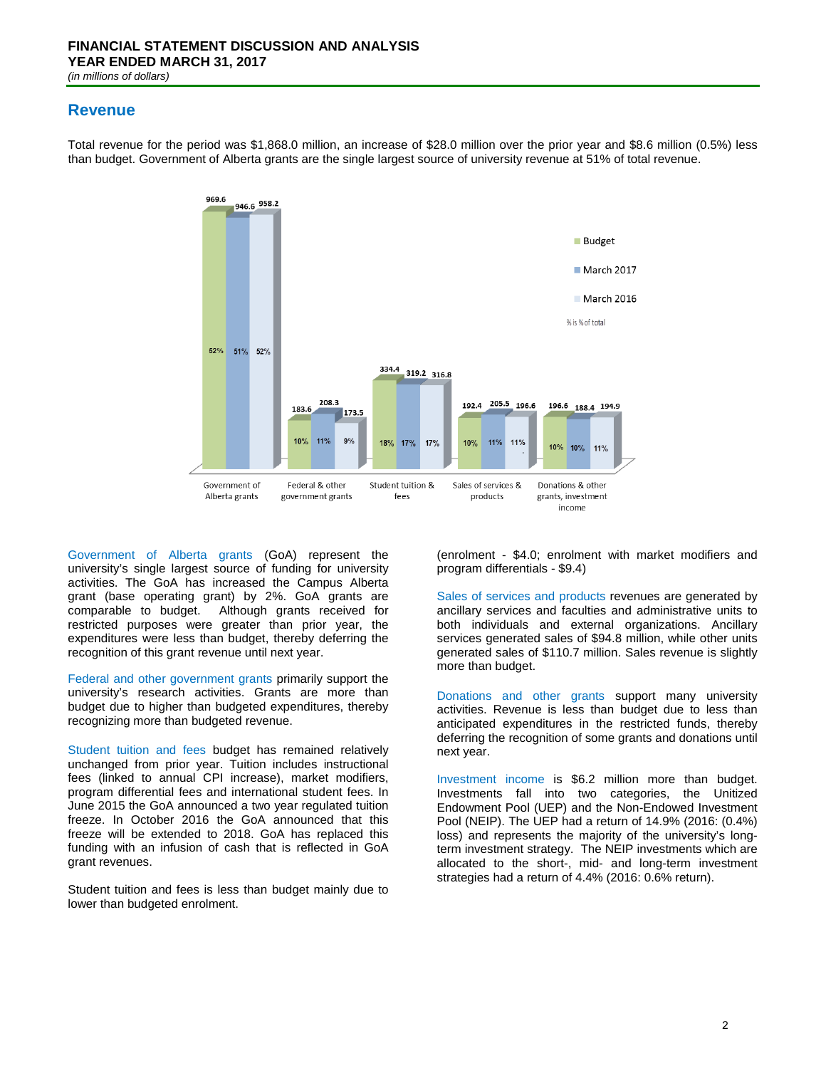## Revenue

Total revenue for the period was $1,868.0 million, an increase of $28.0 million over the prior year and $8.6 million (0.5%) less than budget. Government of Alberta grants are the single largest source of university revenue at 51% of total revenue.

| | Budget | March 2017 | March 2016 |
|---|---|---|---|
| Government of Alberta grants | 969.6 (52%) | 946.6 (51%) | 958.2 (52%) |
| Federal & other government grants | 183.6 (10%) | 208.3 (11%) | 173.5 (9%) |
| Student tuition & fees | 334.4 (18%) | 319.2 (17%) | 316.8 (17%) |
| Sales of services & products | 192.4 (10%) | 205.5 (11%) | 196.6 (11%) |
| Donations & other grants, investment income | 196.6 (10%) | 188.4 (10%) | 194.9 (11%) |

% is % of total

Government of Alberta grants (GoA) represent the university's single largest source of funding for university activities. The GoA has increased the Campus Alberta grant (base operating grant) by 2%. GoA grants are comparable to budget. Although grants received for restricted purposes were greater than prior year, the expenditures were less than budget, thereby deferring the recognition of this grant revenue until next year.

Federal and other government grants primarily support the university's research activities. Grants are more than budget due to higher than budgeted expenditures, thereby recognizing more than budgeted revenue.

Student tuition and fees budget has remained relatively unchanged from prior year. Tuition includes instructional fees (linked to annual CPI increase), market modifiers, program differential fees and international student fees. In June 2015 the GoA announced a two year regulated tuition freeze. In October 2016 the GoA announced that this freeze will be extended to 2018. GoA has replaced this funding with an infusion of cash that is reflected in GoA grant revenues.

Student tuition and fees is less than budget mainly due to lower than budgeted enrolment. (enrolment - $4.0; enrolment with market modifiers and program differentials - $9.4)

Sales of services and products revenues are generated by ancillary services and faculties and administrative units to both individuals and external organizations. Ancillary services generated sales of $94.8 million, while other units generated sales of $110.7 million. Sales revenue is slightly more than budget.

Donations and other grants support many university activities. Revenue is less than budget due to less than anticipated expenditures in the restricted funds, thereby deferring the recognition of some grants and donations until next year.

Investment income is $6.2 million more than budget. Investments fall into two categories, the Unitized Endowment Pool (UEP) and the Non-Endowed Investment Pool (NEIP). The UEP had a return of 14.9% (2016: (0.4%) loss) and represents the majority of the university's long-term investment strategy. The NEIP investments which are allocated to the short-, mid- and long-term investment strategies had a return of 4.4% (2016: 0.6% return).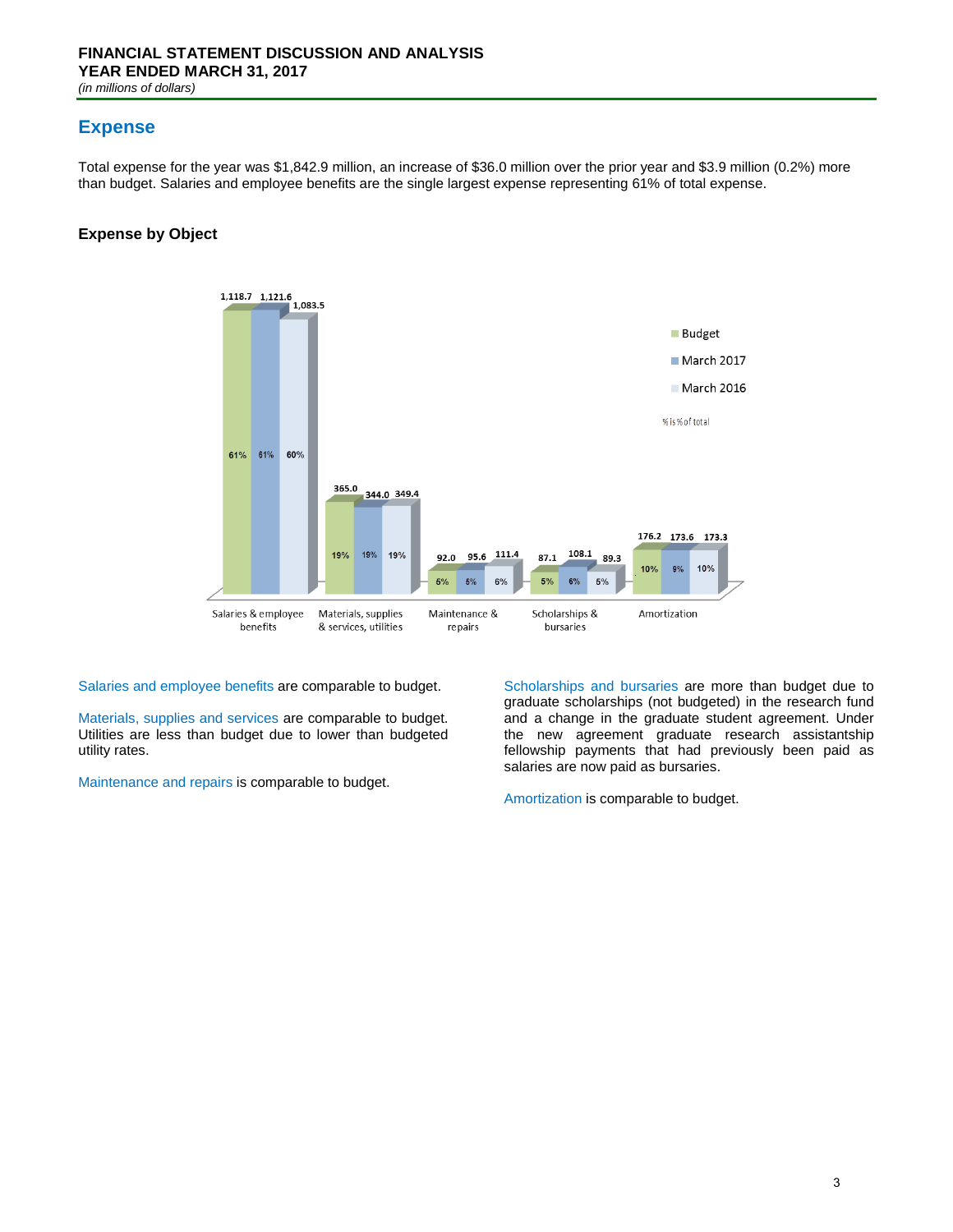## Expense

Total expense for the year was $1,842.9 million, an increase of $36.0 million over the prior year and $3.9 million (0.2%) more than budget. Salaries and employee benefits are the single largest expense representing 61% of total expense.

### Expense by Object

| | Budget | March 2017 | March 2016 |
|---|---|---|---|
| Salaries & employee benefits | 1,118.7 (61%) | 1,121.6 (61%) | 1,083.5 (60%) |
| Materials, supplies & services, utilities | 365.0 (19%) | 344.0 (19%) | 349.4 (19%) |
| Maintenance & repairs | 92.0 (5%) | 95.6 (5%) | 111.4 (6%) |
| Scholarships & bursaries | 87.1 (5%) | 108.1 (6%) | 89.3 (5%) |
| Amortization | 176.2 (10%) | 173.6 (9%) | 173.3 (10%) |

% is % of total

Salaries and employee benefits are comparable to budget.

Materials, supplies and services are comparable to budget. Utilities are less than budget due to lower than budgeted utility rates.

Maintenance and repairs is comparable to budget.

Scholarships and bursaries are more than budget due to graduate scholarships (not budgeted) in the research fund and a change in the graduate student agreement. Under the new agreement graduate research assistantship fellowship payments that had previously been paid as salaries are now paid as bursaries.

Amortization is comparable to budget.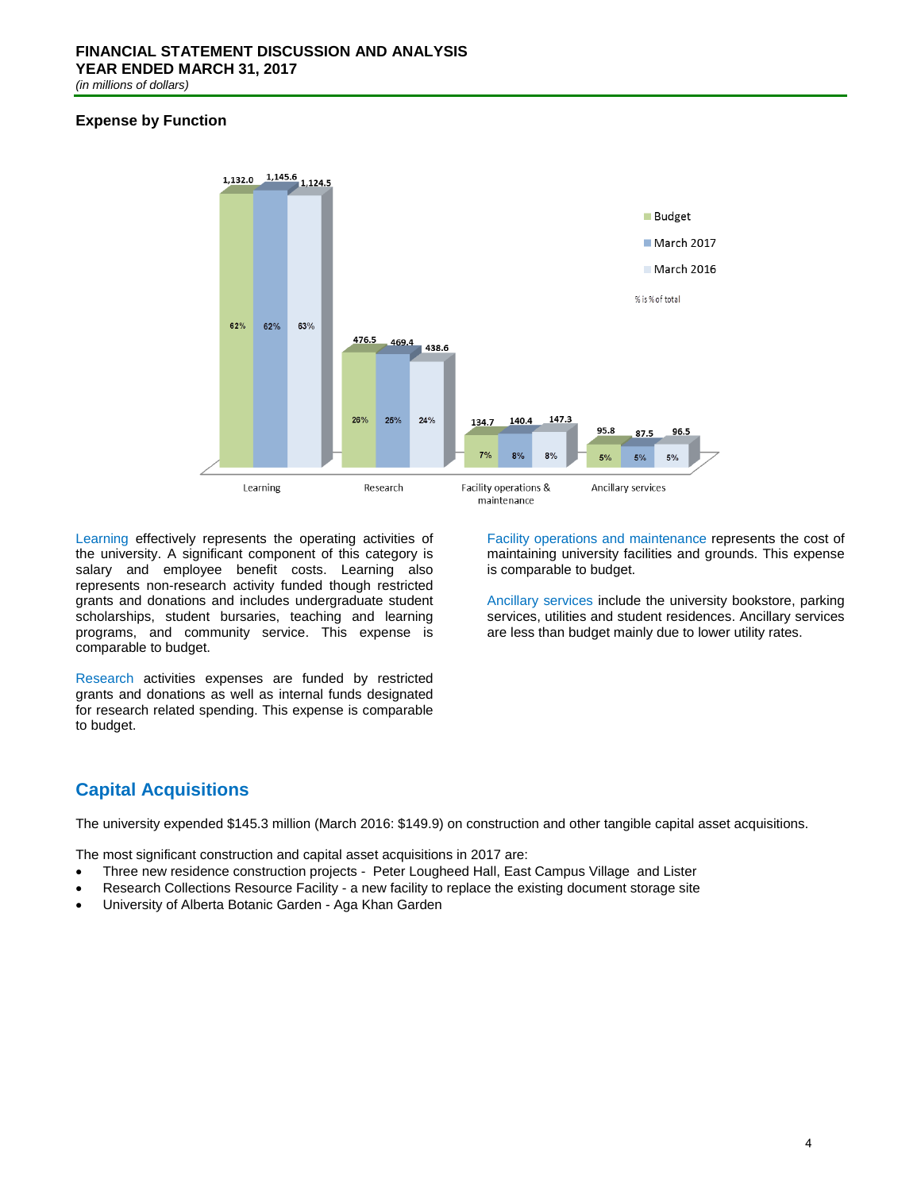**FINANCIAL STATEMENT DISCUSSION AND ANALYSIS**
**YEAR ENDED MARCH 31, 2017**
*(in millions of dollars)*

### Expense by Function

| | Budget | March 2017 | March 2016 |
|---|---|---|---|
| Learning | 1,132.0 (62%) | 1,145.6 (62%) | 1,124.5 (63%) |
| Research | 476.5 (26%) | 469.4 (25%) | 438.6 (24%) |
| Facility operations & maintenance | 134.7 (7%) | 140.4 (8%) | 147.3 (8%) |
| Ancillary services | 95.8 (5%) | 87.5 (5%) | 96.5 (5%) |

% is % of total

Learning effectively represents the operating activities of the university. A significant component of this category is salary and employee benefit costs. Learning also represents non-research activity funded though restricted grants and donations and includes undergraduate student scholarships, student bursaries, teaching and learning programs, and community service. This expense is comparable to budget.

Research activities expenses are funded by restricted grants and donations as well as internal funds designated for research related spending. This expense is comparable to budget.

Facility operations and maintenance represents the cost of maintaining university facilities and grounds. This expense is comparable to budget.

Ancillary services include the university bookstore, parking services, utilities and student residences. Ancillary services are less than budget mainly due to lower utility rates.

## Capital Acquisitions

The university expended $145.3 million (March 2016: $149.9) on construction and other tangible capital asset acquisitions.

The most significant construction and capital asset acquisitions in 2017 are:

- Three new residence construction projects - Peter Lougheed Hall, East Campus Village and Lister
- Research Collections Resource Facility - a new facility to replace the existing document storage site
- University of Alberta Botanic Garden - Aga Khan Garden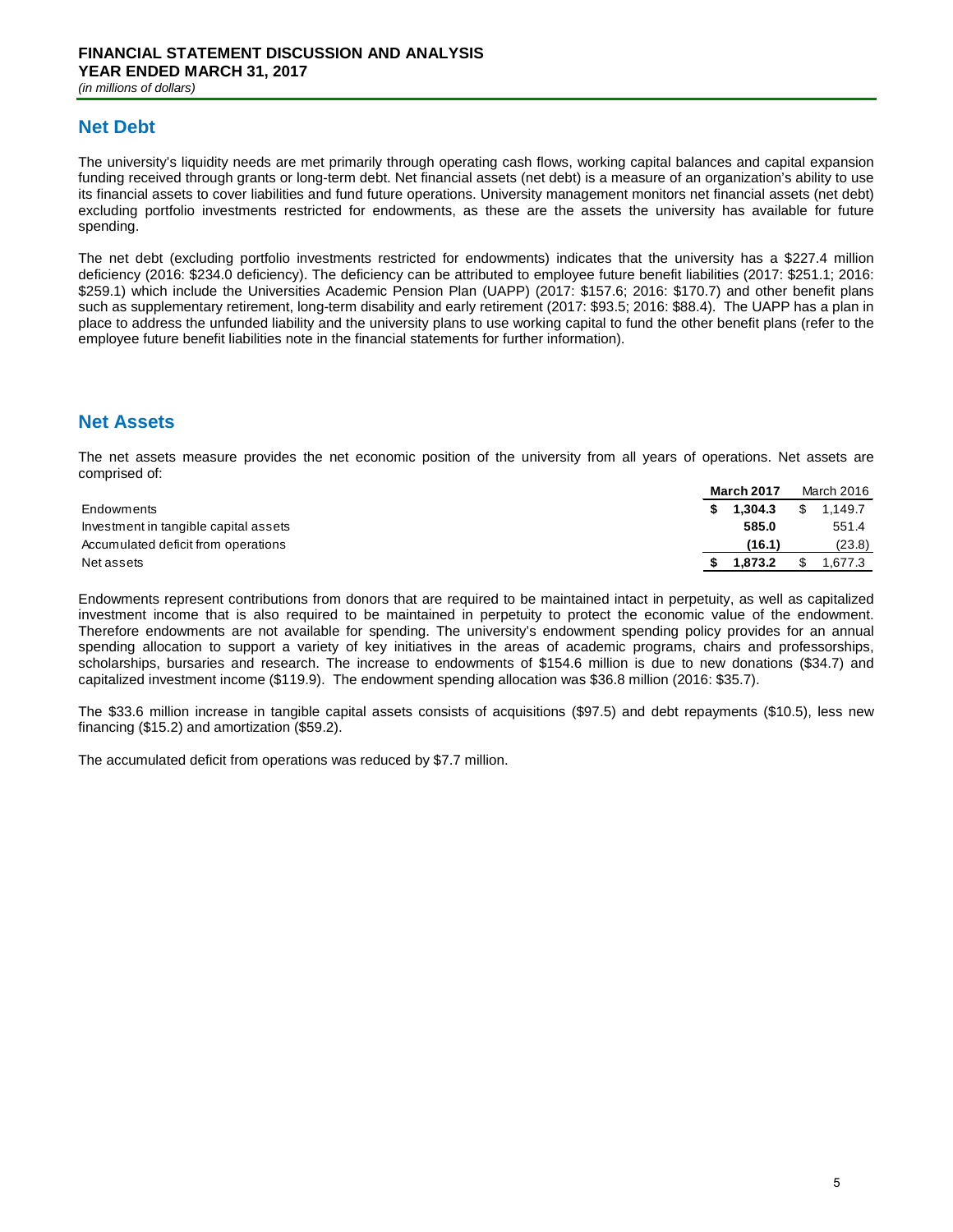# FINANCIAL STATEMENT DISCUSSION AND ANALYSIS
**YEAR ENDED MARCH 31, 2017**
*(in millions of dollars)*

## Net Debt

The university's liquidity needs are met primarily through operating cash flows, working capital balances and capital expansion funding received through grants or long-term debt. Net financial assets (net debt) is a measure of an organization's ability to use its financial assets to cover liabilities and fund future operations. University management monitors net financial assets (net debt) excluding portfolio investments restricted for endowments, as these are the assets the university has available for future spending.

The net debt (excluding portfolio investments restricted for endowments) indicates that the university has a $227.4 million deficiency (2016: $234.0 deficiency). The deficiency can be attributed to employee future benefit liabilities (2017: $251.1; 2016: $259.1) which include the Universities Academic Pension Plan (UAPP) (2017: $157.6; 2016: $170.7) and other benefit plans such as supplementary retirement, long-term disability and early retirement (2017: $93.5; 2016: $88.4). The UAPP has a plan in place to address the unfunded liability and the university plans to use working capital to fund the other benefit plans (refer to the employee future benefit liabilities note in the financial statements for further information).

## Net Assets

The net assets measure provides the net economic position of the university from all years of operations. Net assets are comprised of:

| | **March 2017** | March 2016 |
|---|---|---|
| Endowments | **$ 1,304.3** | $ 1,149.7 |
| Investment in tangible capital assets | **585.0** | 551.4 |
| Accumulated deficit from operations | **(16.1)** | (23.8) |
| Net assets | **$ 1,873.2** | $ 1,677.3 |

Endowments represent contributions from donors that are required to be maintained intact in perpetuity, as well as capitalized investment income that is also required to be maintained in perpetuity to protect the economic value of the endowment. Therefore endowments are not available for spending. The university's endowment spending policy provides for an annual spending allocation to support a variety of key initiatives in the areas of academic programs, chairs and professorships, scholarships, bursaries and research. The increase to endowments of $154.6 million is due to new donations ($34.7) and capitalized investment income ($119.9). The endowment spending allocation was $36.8 million (2016: $35.7).

The $33.6 million increase in tangible capital assets consists of acquisitions ($97.5) and debt repayments ($10.5), less new financing ($15.2) and amortization ($59.2).

The accumulated deficit from operations was reduced by $7.7 million.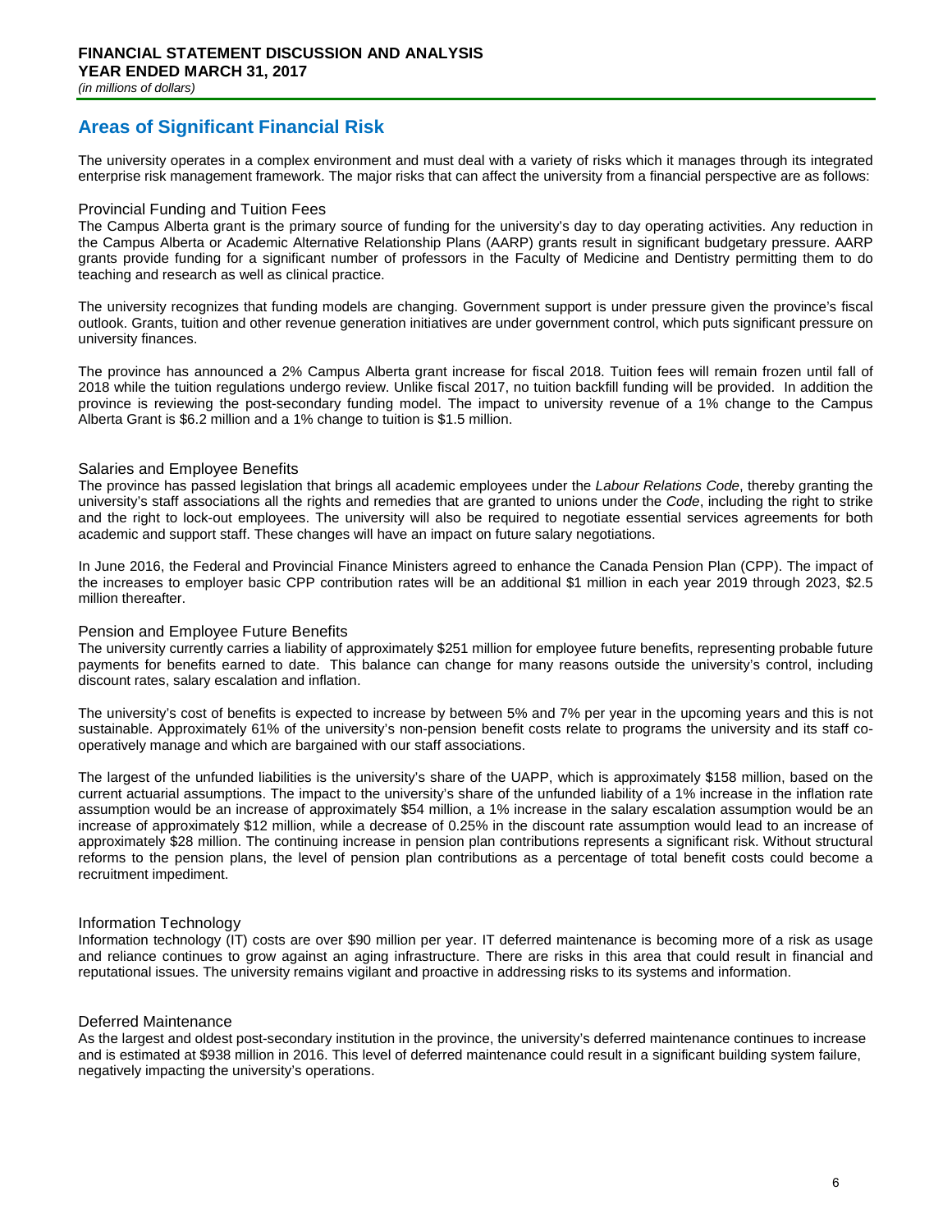## Areas of Significant Financial Risk

The university operates in a complex environment and must deal with a variety of risks which it manages through its integrated enterprise risk management framework. The major risks that can affect the university from a financial perspective are as follows:

### Provincial Funding and Tuition Fees

The Campus Alberta grant is the primary source of funding for the university's day to day operating activities. Any reduction in the Campus Alberta or Academic Alternative Relationship Plans (AARP) grants result in significant budgetary pressure. AARP grants provide funding for a significant number of professors in the Faculty of Medicine and Dentistry permitting them to do teaching and research as well as clinical practice.

The university recognizes that funding models are changing. Government support is under pressure given the province's fiscal outlook. Grants, tuition and other revenue generation initiatives are under government control, which puts significant pressure on university finances.

The province has announced a 2% Campus Alberta grant increase for fiscal 2018. Tuition fees will remain frozen until fall of 2018 while the tuition regulations undergo review. Unlike fiscal 2017, no tuition backfill funding will be provided. In addition the province is reviewing the post-secondary funding model. The impact to university revenue of a 1% change to the Campus Alberta Grant is $6.2 million and a 1% change to tuition is $1.5 million.

### Salaries and Employee Benefits

The province has passed legislation that brings all academic employees under the *Labour Relations Code*, thereby granting the university's staff associations all the rights and remedies that are granted to unions under the *Code*, including the right to strike and the right to lock-out employees. The university will also be required to negotiate essential services agreements for both academic and support staff. These changes will have an impact on future salary negotiations.

In June 2016, the Federal and Provincial Finance Ministers agreed to enhance the Canada Pension Plan (CPP). The impact of the increases to employer basic CPP contribution rates will be an additional $1 million in each year 2019 through 2023, $2.5 million thereafter.

### Pension and Employee Future Benefits

The university currently carries a liability of approximately $251 million for employee future benefits, representing probable future payments for benefits earned to date. This balance can change for many reasons outside the university's control, including discount rates, salary escalation and inflation.

The university's cost of benefits is expected to increase by between 5% and 7% per year in the upcoming years and this is not sustainable. Approximately 61% of the university's non-pension benefit costs relate to programs the university and its staff co-operatively manage and which are bargained with our staff associations.

The largest of the unfunded liabilities is the university's share of the UAPP, which is approximately $158 million, based on the current actuarial assumptions. The impact to the university's share of the unfunded liability of a 1% increase in the inflation rate assumption would be an increase of approximately $54 million, a 1% increase in the salary escalation assumption would be an increase of approximately $12 million, while a decrease of 0.25% in the discount rate assumption would lead to an increase of approximately $28 million. The continuing increase in pension plan contributions represents a significant risk. Without structural reforms to the pension plans, the level of pension plan contributions as a percentage of total benefit costs could become a recruitment impediment.

### Information Technology

Information technology (IT) costs are over $90 million per year. IT deferred maintenance is becoming more of a risk as usage and reliance continues to grow against an aging infrastructure. There are risks in this area that could result in financial and reputational issues. The university remains vigilant and proactive in addressing risks to its systems and information.

### Deferred Maintenance

As the largest and oldest post-secondary institution in the province, the university's deferred maintenance continues to increase and is estimated at $938 million in 2016. This level of deferred maintenance could result in a significant building system failure, negatively impacting the university's operations.